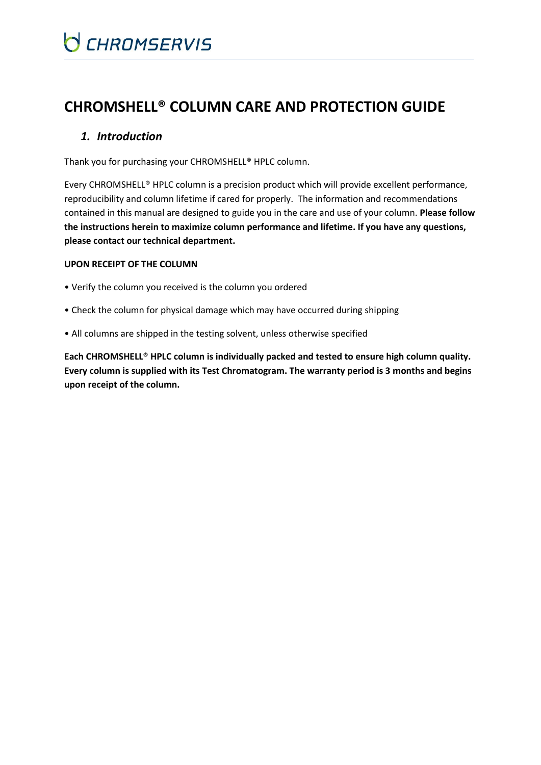# CHROMSHELL® COLUMN CARE AND PROTECTION GUIDE

## *1. Introduction*

Thank you for purchasing your CHROMSHELL® HPLC column.

Every CHROMSHELL® HPLC column is a precision product which will provide excellent performance, reproducibility and column lifetime if cared for properly. The information and recommendations contained in this manual are designed to guide you in the care and use of your column. **Please follow the instructions herein to maximize column performance and lifetime. If you have any questions, please contact our technical department.**

**UPON RECEIPT OF THE COLUMN**

- Verify the column you received is the column you ordered
- Check the column for physical damage which may have occurred during shipping
- All columns are shipped in the testing solvent, unless otherwise specified

**Each CHROMSHELL® HPLC column is individually packed and tested to ensure high column quality. Every column is supplied with its Test Chromatogram. The warranty period is 3 months and begins upon receipt of the column.**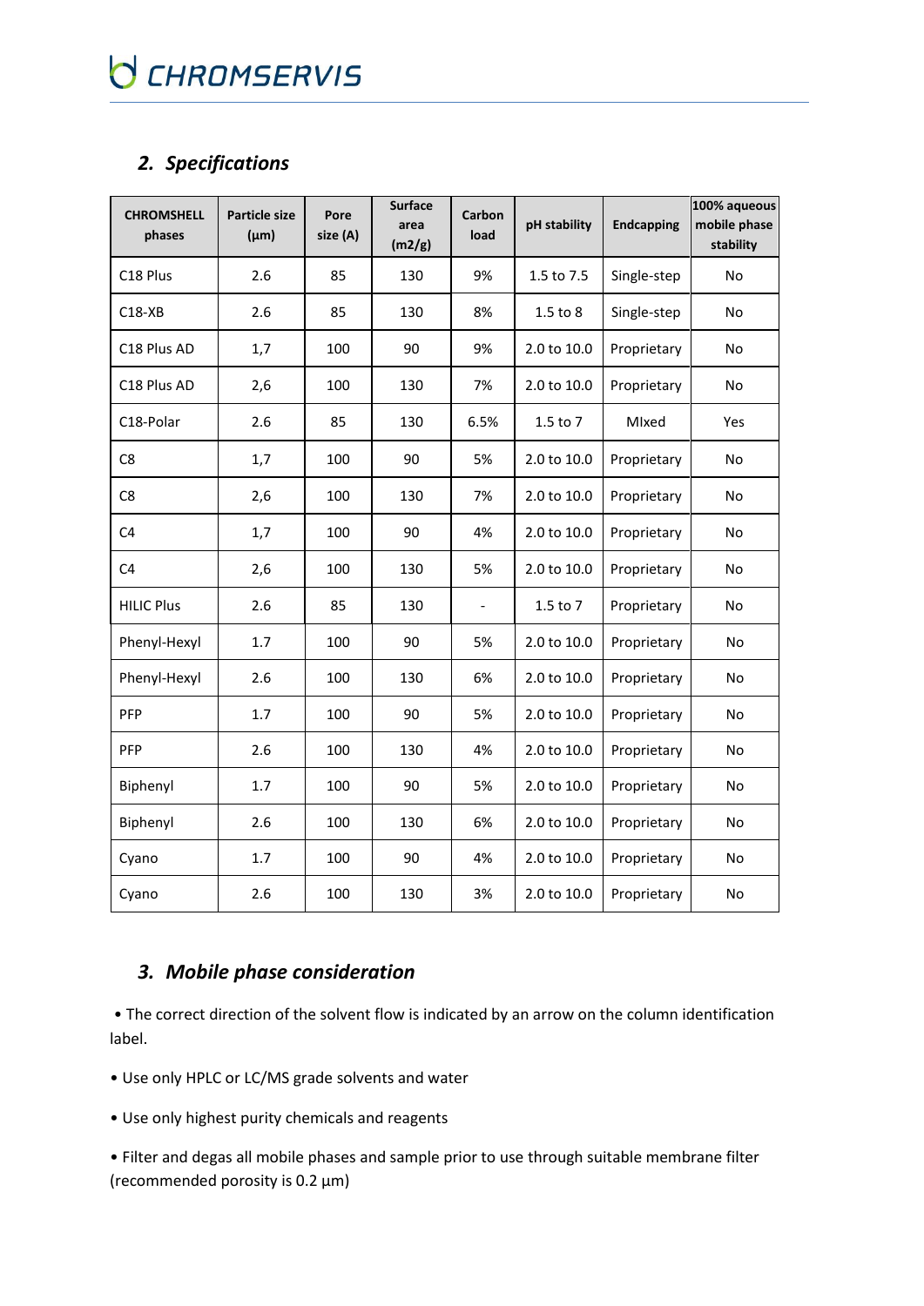## 2. Specifications

| CHROMSHELL phases | Particle size (µm) | Pore size (A) | Surface area (m2/g) | Carbon load | pH stability | Endcapping | 100% aqueous mobile phase stability |
|---|---|---|---|---|---|---|---|
| C18 Plus | 2.6 | 85 | 130 | 9% | 1.5 to 7.5 | Single-step | No |
| C18-XB | 2.6 | 85 | 130 | 8% | 1.5 to 8 | Single-step | No |
| C18 Plus AD | 1,7 | 100 | 90 | 9% | 2.0 to 10.0 | Proprietary | No |
| C18 Plus AD | 2,6 | 100 | 130 | 7% | 2.0 to 10.0 | Proprietary | No |
| C18-Polar | 2.6 | 85 | 130 | 6.5% | 1.5 to 7 | MIxed | Yes |
| C8 | 1,7 | 100 | 90 | 5% | 2.0 to 10.0 | Proprietary | No |
| C8 | 2,6 | 100 | 130 | 7% | 2.0 to 10.0 | Proprietary | No |
| C4 | 1,7 | 100 | 90 | 4% | 2.0 to 10.0 | Proprietary | No |
| C4 | 2,6 | 100 | 130 | 5% | 2.0 to 10.0 | Proprietary | No |
| HILIC Plus | 2.6 | 85 | 130 | - | 1.5 to 7 | Proprietary | No |
| Phenyl-Hexyl | 1.7 | 100 | 90 | 5% | 2.0 to 10.0 | Proprietary | No |
| Phenyl-Hexyl | 2.6 | 100 | 130 | 6% | 2.0 to 10.0 | Proprietary | No |
| PFP | 1.7 | 100 | 90 | 5% | 2.0 to 10.0 | Proprietary | No |
| PFP | 2.6 | 100 | 130 | 4% | 2.0 to 10.0 | Proprietary | No |
| Biphenyl | 1.7 | 100 | 90 | 5% | 2.0 to 10.0 | Proprietary | No |
| Biphenyl | 2.6 | 100 | 130 | 6% | 2.0 to 10.0 | Proprietary | No |
| Cyano | 1.7 | 100 | 90 | 4% | 2.0 to 10.0 | Proprietary | No |
| Cyano | 2.6 | 100 | 130 | 3% | 2.0 to 10.0 | Proprietary | No |

## 3. Mobile phase consideration

• The correct direction of the solvent flow is indicated by an arrow on the column identification label.

• Use only HPLC or LC/MS grade solvents and water

• Use only highest purity chemicals and reagents

• Filter and degas all mobile phases and sample prior to use through suitable membrane filter (recommended porosity is 0.2 µm)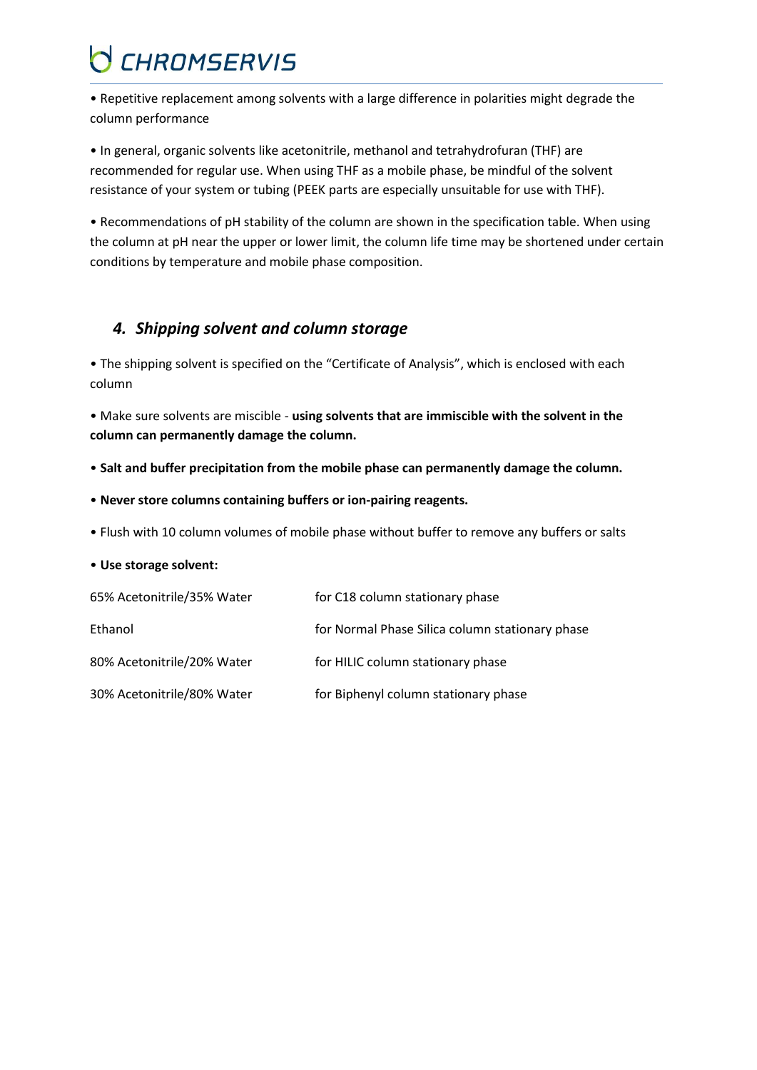• Repetitive replacement among solvents with a large difference in polarities might degrade the column performance

• In general, organic solvents like acetonitrile, methanol and tetrahydrofuran (THF) are recommended for regular use. When using THF as a mobile phase, be mindful of the solvent resistance of your system or tubing (PEEK parts are especially unsuitable for use with THF).

• Recommendations of pH stability of the column are shown in the specification table. When using the column at pH near the upper or lower limit, the column life time may be shortened under certain conditions by temperature and mobile phase composition.

## *4. Shipping solvent and column storage*

• The shipping solvent is specified on the "Certificate of Analysis", which is enclosed with each column

• Make sure solvents are miscible - **using solvents that are immiscible with the solvent in the column can permanently damage the column.**

• **Salt and buffer precipitation from the mobile phase can permanently damage the column.**

• **Never store columns containing buffers or ion-pairing reagents.**

• Flush with 10 column volumes of mobile phase without buffer to remove any buffers or salts

• **Use storage solvent:**

| | |
|---|---|
| 65% Acetonitrile/35% Water | for C18 column stationary phase |
| Ethanol | for Normal Phase Silica column stationary phase |
| 80% Acetonitrile/20% Water | for HILIC column stationary phase |
| 30% Acetonitrile/80% Water | for Biphenyl column stationary phase |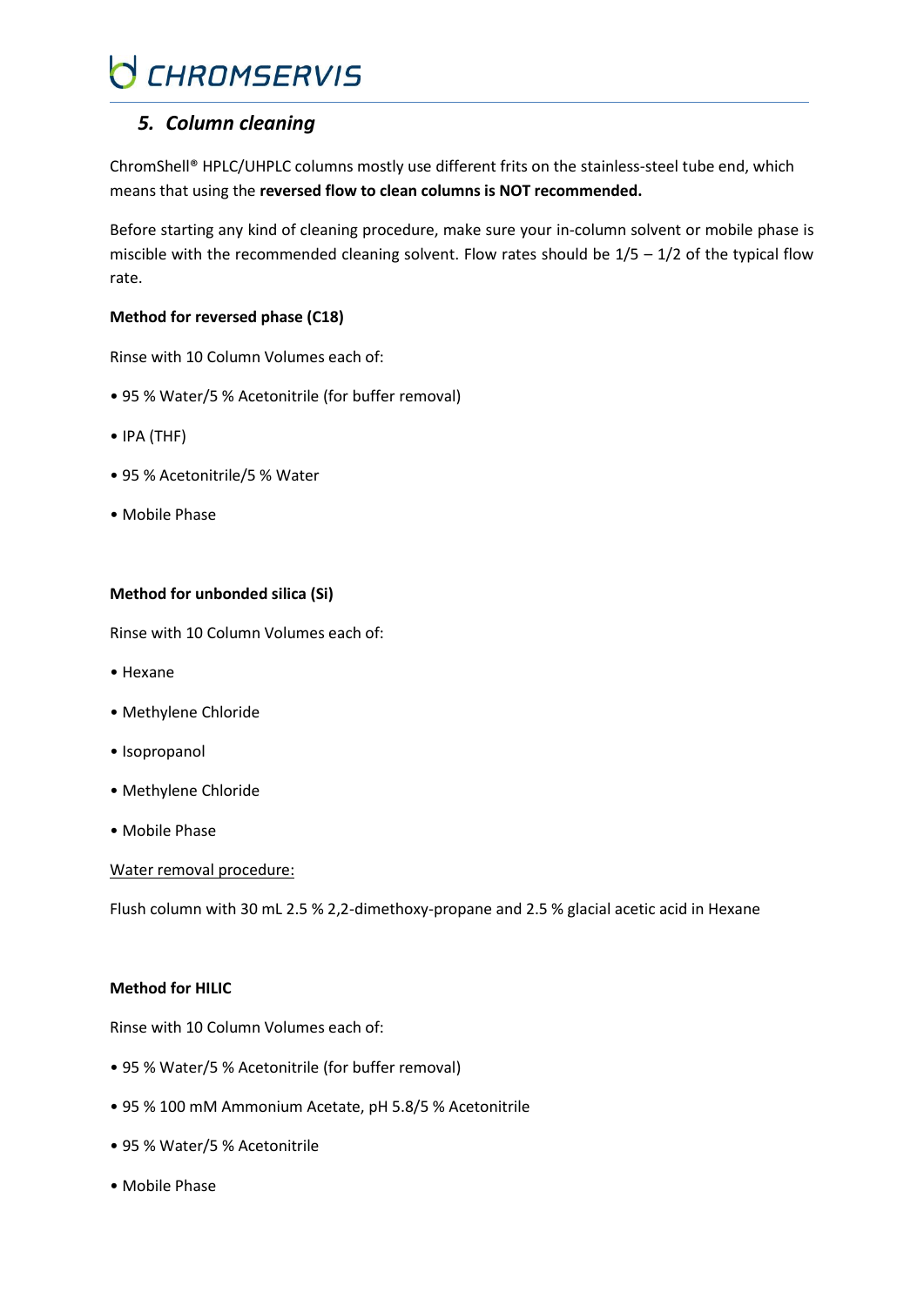## *5. Column cleaning*

ChromShell® HPLC/UHPLC columns mostly use different frits on the stainless-steel tube end, which means that using the **reversed flow to clean columns is NOT recommended.**

Before starting any kind of cleaning procedure, make sure your in-column solvent or mobile phase is miscible with the recommended cleaning solvent. Flow rates should be 1/5 – 1/2 of the typical flow rate.

**Method for reversed phase (C18)**

Rinse with 10 Column Volumes each of:

- 95 % Water/5 % Acetonitrile (for buffer removal)
- IPA (THF)
- 95 % Acetonitrile/5 % Water
- Mobile Phase

**Method for unbonded silica (Si)**

Rinse with 10 Column Volumes each of:

- Hexane
- Methylene Chloride
- Isopropanol
- Methylene Chloride
- Mobile Phase

Water removal procedure:

Flush column with 30 mL 2.5 % 2,2-dimethoxy-propane and 2.5 % glacial acetic acid in Hexane

**Method for HILIC**

Rinse with 10 Column Volumes each of:

- 95 % Water/5 % Acetonitrile (for buffer removal)
- 95 % 100 mM Ammonium Acetate, pH 5.8/5 % Acetonitrile
- 95 % Water/5 % Acetonitrile
- Mobile Phase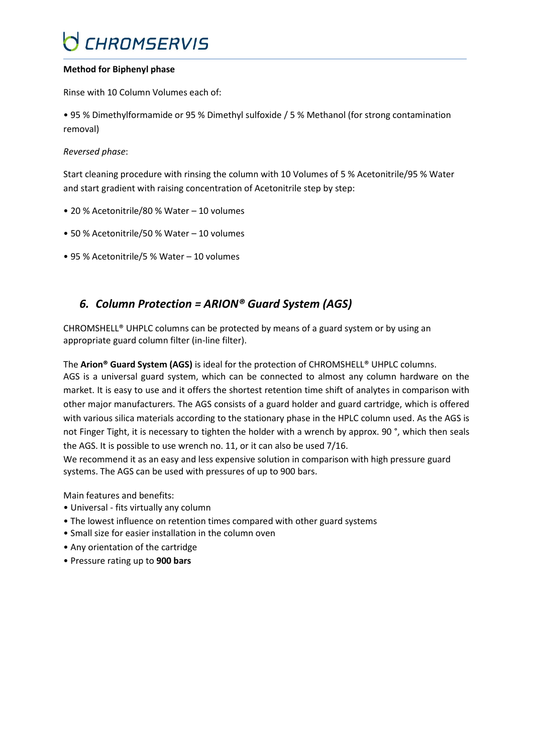**Method for Biphenyl phase**

Rinse with 10 Column Volumes each of:

• 95 % Dimethylformamide or 95 % Dimethyl sulfoxide / 5 % Methanol (for strong contamination removal)

*Reversed phase*:

Start cleaning procedure with rinsing the column with 10 Volumes of 5 % Acetonitrile/95 % Water and start gradient with raising concentration of Acetonitrile step by step:

• 20 % Acetonitrile/80 % Water – 10 volumes

• 50 % Acetonitrile/50 % Water – 10 volumes

• 95 % Acetonitrile/5 % Water – 10 volumes

## *6. Column Protection = ARION® Guard System (AGS)*

CHROMSHELL® UHPLC columns can be protected by means of a guard system or by using an appropriate guard column filter (in-line filter).

The **Arion® Guard System (AGS)** is ideal for the protection of CHROMSHELL® UHPLC columns. AGS is a universal guard system, which can be connected to almost any column hardware on the market. It is easy to use and it offers the shortest retention time shift of analytes in comparison with other major manufacturers. The AGS consists of a guard holder and guard cartridge, which is offered with various silica materials according to the stationary phase in the HPLC column used. As the AGS is not Finger Tight, it is necessary to tighten the holder with a wrench by approx. 90 °, which then seals the AGS. It is possible to use wrench no. 11, or it can also be used 7/16.
We recommend it as an easy and less expensive solution in comparison with high pressure guard systems. The AGS can be used with pressures of up to 900 bars.

Main features and benefits:
• Universal - fits virtually any column
• The lowest influence on retention times compared with other guard systems
• Small size for easier installation in the column oven
• Any orientation of the cartridge
• Pressure rating up to **900 bars**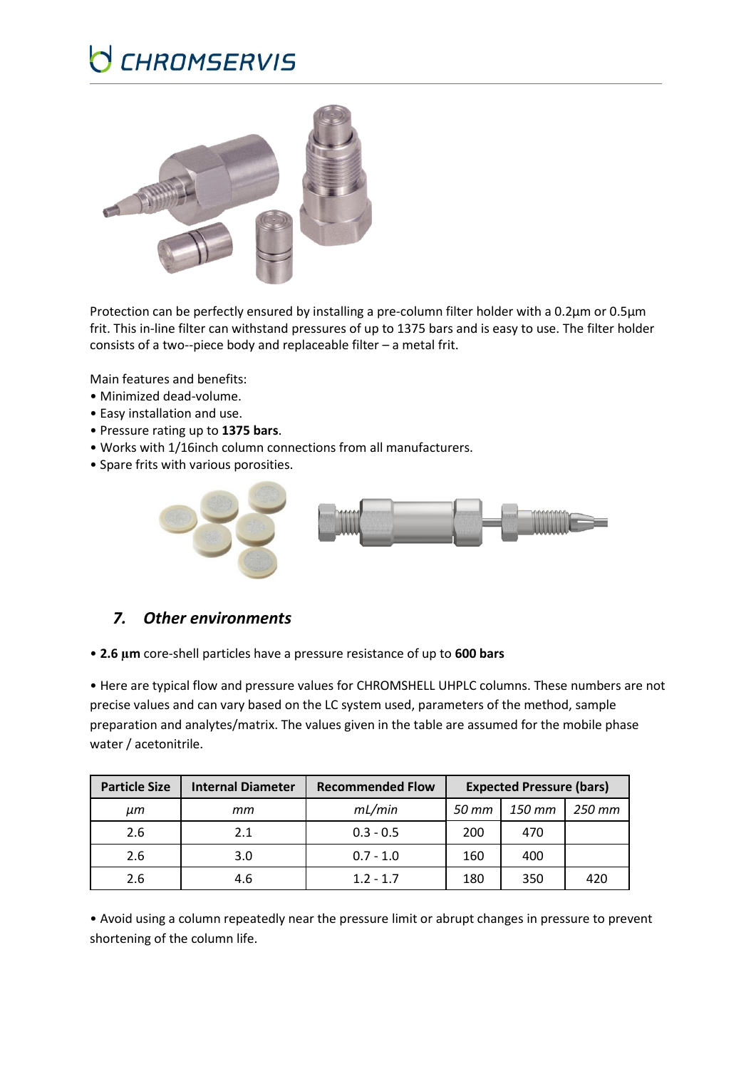Protection can be perfectly ensured by installing a pre-column filter holder with a 0.2µm or 0.5µm frit. This in-line filter can withstand pressures of up to 1375 bars and is easy to use. The filter holder consists of a two--piece body and replaceable filter – a metal frit.

Main features and benefits:

- Minimized dead-volume.
- Easy installation and use.
- Pressure rating up to **1375 bars**.
- Works with 1/16inch column connections from all manufacturers.
- Spare frits with various porosities.

## 7. *Other environments*

- **2.6 µm** core-shell particles have a pressure resistance of up to **600 bars**

- Here are typical flow and pressure values for CHROMSHELL UHPLC columns. These numbers are not precise values and can vary based on the LC system used, parameters of the method, sample preparation and analytes/matrix. The values given in the table are assumed for the mobile phase water / acetonitrile.

| Particle Size | Internal Diameter | Recommended Flow | Expected Pressure (bars) | | |
|---|---|---|---|---|---|
| *µm* | *mm* | *mL/min* | *50 mm* | *150 mm* | *250 mm* |
| 2.6 | 2.1 | 0.3 - 0.5 | 200 | 470 | |
| 2.6 | 3.0 | 0.7 - 1.0 | 160 | 400 | |
| 2.6 | 4.6 | 1.2 - 1.7 | 180 | 350 | 420 |

- Avoid using a column repeatedly near the pressure limit or abrupt changes in pressure to prevent shortening of the column life.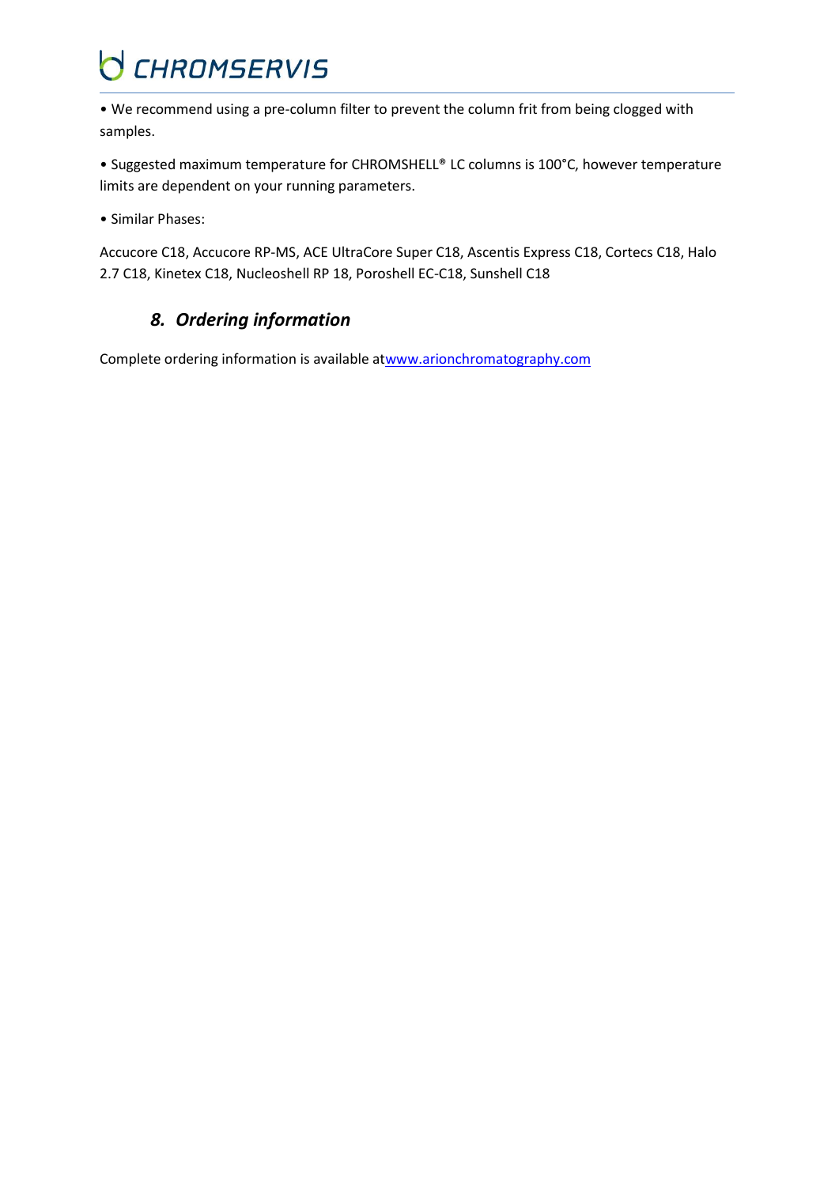• We recommend using a pre-column filter to prevent the column frit from being clogged with samples.

• Suggested maximum temperature for CHROMSHELL® LC columns is 100°C, however temperature limits are dependent on your running parameters.

• Similar Phases:

Accucore C18, Accucore RP-MS, ACE UltraCore Super C18, Ascentis Express C18, Cortecs C18, Halo 2.7 C18, Kinetex C18, Nucleoshell RP 18, Poroshell EC-C18, Sunshell C18

## *8. Ordering information*

Complete ordering information is available atwww.arionchromatography.com